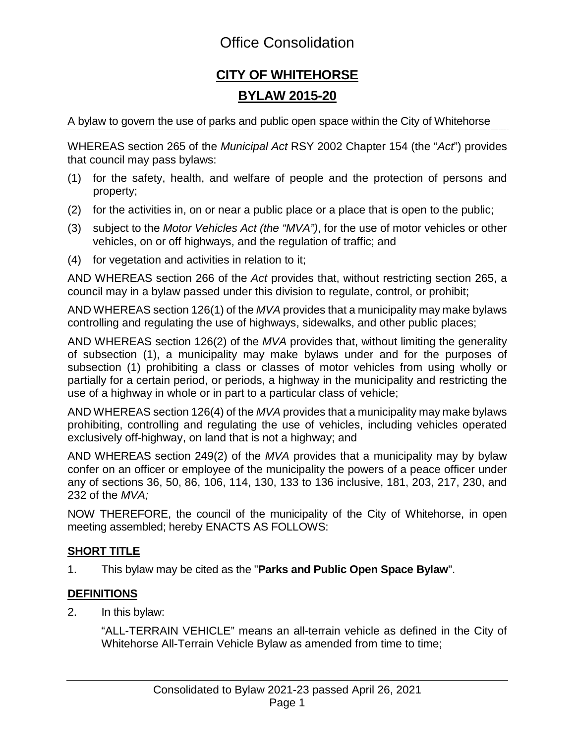# Office Consolidation

## CITY OF WHITEHORSE

## BYLAW 2015-20

A bylaw to govern the use of parks and public open space within the City of Whitehorse

WHEREAS section 265 of the *Municipal Act* RSY 2002 Chapter 154 (the "*Act*") provides that council may pass bylaws:

(1) for the safety, health, and welfare of people and the protection of persons and property;

(2) for the activities in, on or near a public place or a place that is open to the public;

(3) subject to the *Motor Vehicles Act (the "MVA")*, for the use of motor vehicles or other vehicles, on or off highways, and the regulation of traffic; and

(4) for vegetation and activities in relation to it;

AND WHEREAS section 266 of the *Act* provides that, without restricting section 265, a council may in a bylaw passed under this division to regulate, control, or prohibit;

AND WHEREAS section 126(1) of the *MVA* provides that a municipality may make bylaws controlling and regulating the use of highways, sidewalks, and other public places;

AND WHEREAS section 126(2) of the *MVA* provides that, without limiting the generality of subsection (1), a municipality may make bylaws under and for the purposes of subsection (1) prohibiting a class or classes of motor vehicles from using wholly or partially for a certain period, or periods, a highway in the municipality and restricting the use of a highway in whole or in part to a particular class of vehicle;

AND WHEREAS section 126(4) of the *MVA* provides that a municipality may make bylaws prohibiting, controlling and regulating the use of vehicles, including vehicles operated exclusively off-highway, on land that is not a highway; and

AND WHEREAS section 249(2) of the *MVA* provides that a municipality may by bylaw confer on an officer or employee of the municipality the powers of a peace officer under any of sections 36, 50, 86, 106, 114, 130, 133 to 136 inclusive, 181, 203, 217, 230, and 232 of the *MVA;*

NOW THEREFORE, the council of the municipality of the City of Whitehorse, in open meeting assembled; hereby ENACTS AS FOLLOWS:

### SHORT TITLE

1. This bylaw may be cited as the "**Parks and Public Open Space Bylaw**".

### DEFINITIONS

2. In this bylaw:

"ALL-TERRAIN VEHICLE" means an all-terrain vehicle as defined in the City of Whitehorse All-Terrain Vehicle Bylaw as amended from time to time;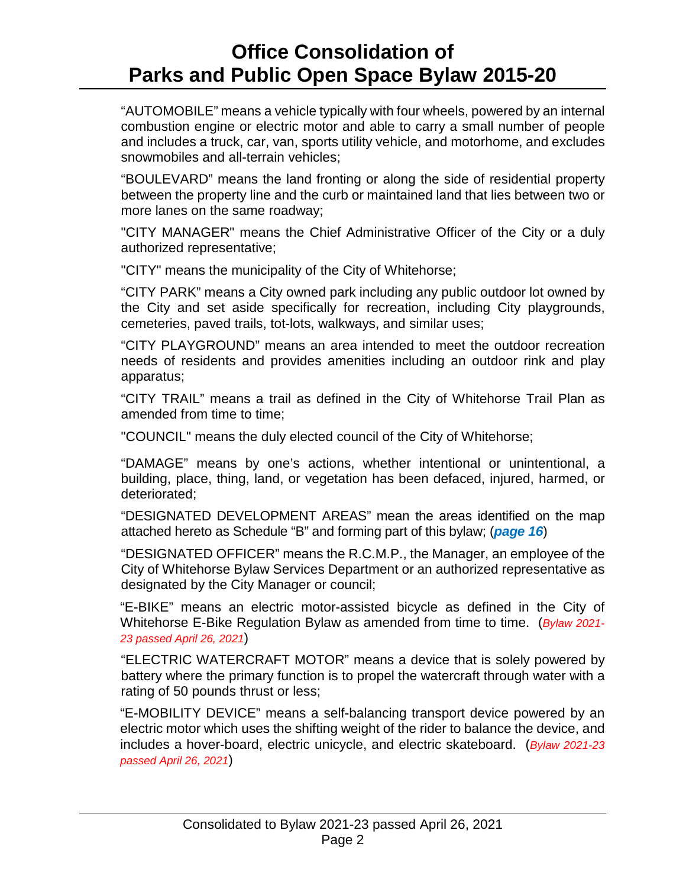"AUTOMOBILE" means a vehicle typically with four wheels, powered by an internal combustion engine or electric motor and able to carry a small number of people and includes a truck, car, van, sports utility vehicle, and motorhome, and excludes snowmobiles and all-terrain vehicles;

"BOULEVARD" means the land fronting or along the side of residential property between the property line and the curb or maintained land that lies between two or more lanes on the same roadway;

"CITY MANAGER" means the Chief Administrative Officer of the City or a duly authorized representative;

"CITY" means the municipality of the City of Whitehorse;

"CITY PARK" means a City owned park including any public outdoor lot owned by the City and set aside specifically for recreation, including City playgrounds, cemeteries, paved trails, tot-lots, walkways, and similar uses;

"CITY PLAYGROUND" means an area intended to meet the outdoor recreation needs of residents and provides amenities including an outdoor rink and play apparatus;

"CITY TRAIL" means a trail as defined in the City of Whitehorse Trail Plan as amended from time to time;

"COUNCIL" means the duly elected council of the City of Whitehorse;

"DAMAGE" means by one's actions, whether intentional or unintentional, a building, place, thing, land, or vegetation has been defaced, injured, harmed, or deteriorated;

"DESIGNATED DEVELOPMENT AREAS" mean the areas identified on the map attached hereto as Schedule "B" and forming part of this bylaw; (***page 16***)

"DESIGNATED OFFICER" means the R.C.M.P., the Manager, an employee of the City of Whitehorse Bylaw Services Department or an authorized representative as designated by the City Manager or council;

"E-BIKE" means an electric motor-assisted bicycle as defined in the City of Whitehorse E-Bike Regulation Bylaw as amended from time to time. (*Bylaw 2021-23 passed April 26, 2021*)

"ELECTRIC WATERCRAFT MOTOR" means a device that is solely powered by battery where the primary function is to propel the watercraft through water with a rating of 50 pounds thrust or less;

"E-MOBILITY DEVICE" means a self-balancing transport device powered by an electric motor which uses the shifting weight of the rider to balance the device, and includes a hover-board, electric unicycle, and electric skateboard. (*Bylaw 2021-23 passed April 26, 2021*)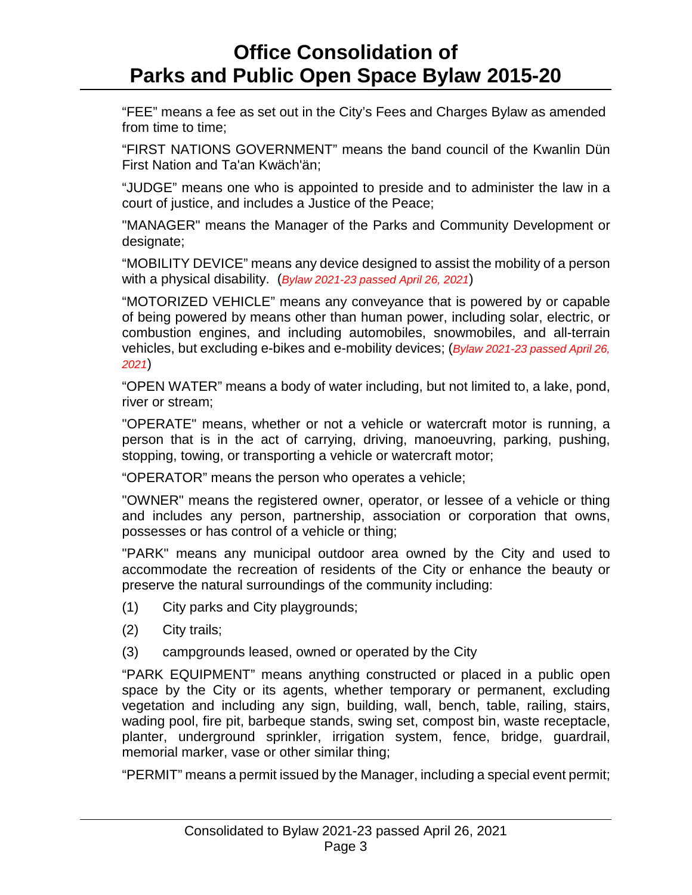“FEE” means a fee as set out in the City’s Fees and Charges Bylaw as amended from time to time;

“FIRST NATIONS GOVERNMENT” means the band council of the Kwanlin Dün First Nation and Ta'an Kwäch'än;

“JUDGE” means one who is appointed to preside and to administer the law in a court of justice, and includes a Justice of the Peace;

"MANAGER" means the Manager of the Parks and Community Development or designate;

“MOBILITY DEVICE” means any device designed to assist the mobility of a person with a physical disability. (*Bylaw 2021-23 passed April 26, 2021*)

“MOTORIZED VEHICLE” means any conveyance that is powered by or capable of being powered by means other than human power, including solar, electric, or combustion engines, and including automobiles, snowmobiles, and all-terrain vehicles, but excluding e-bikes and e-mobility devices; (*Bylaw 2021-23 passed April 26, 2021*)

“OPEN WATER” means a body of water including, but not limited to, a lake, pond, river or stream;

"OPERATE" means, whether or not a vehicle or watercraft motor is running, a person that is in the act of carrying, driving, manoeuvring, parking, pushing, stopping, towing, or transporting a vehicle or watercraft motor;

“OPERATOR” means the person who operates a vehicle;

"OWNER" means the registered owner, operator, or lessee of a vehicle or thing and includes any person, partnership, association or corporation that owns, possesses or has control of a vehicle or thing;

"PARK" means any municipal outdoor area owned by the City and used to accommodate the recreation of residents of the City or enhance the beauty or preserve the natural surroundings of the community including:

(1) City parks and City playgrounds;

(2) City trails;

(3) campgrounds leased, owned or operated by the City

“PARK EQUIPMENT” means anything constructed or placed in a public open space by the City or its agents, whether temporary or permanent, excluding vegetation and including any sign, building, wall, bench, table, railing, stairs, wading pool, fire pit, barbeque stands, swing set, compost bin, waste receptacle, planter, underground sprinkler, irrigation system, fence, bridge, guardrail, memorial marker, vase or other similar thing;

“PERMIT” means a permit issued by the Manager, including a special event permit;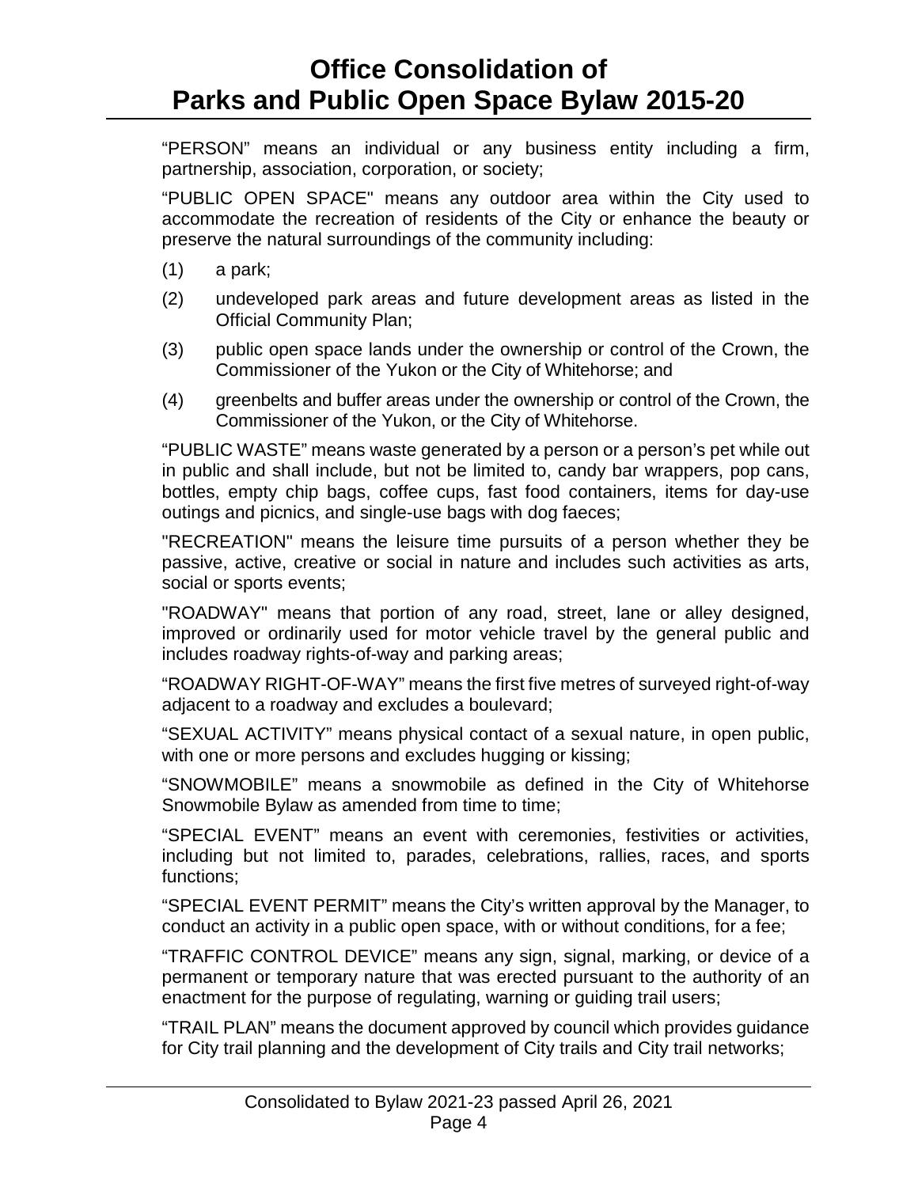"PERSON" means an individual or any business entity including a firm, partnership, association, corporation, or society;

"PUBLIC OPEN SPACE" means any outdoor area within the City used to accommodate the recreation of residents of the City or enhance the beauty or preserve the natural surroundings of the community including:

(1) a park;

(2) undeveloped park areas and future development areas as listed in the Official Community Plan;

(3) public open space lands under the ownership or control of the Crown, the Commissioner of the Yukon or the City of Whitehorse; and

(4) greenbelts and buffer areas under the ownership or control of the Crown, the Commissioner of the Yukon, or the City of Whitehorse.

"PUBLIC WASTE" means waste generated by a person or a person's pet while out in public and shall include, but not be limited to, candy bar wrappers, pop cans, bottles, empty chip bags, coffee cups, fast food containers, items for day-use outings and picnics, and single-use bags with dog faeces;

"RECREATION" means the leisure time pursuits of a person whether they be passive, active, creative or social in nature and includes such activities as arts, social or sports events;

"ROADWAY" means that portion of any road, street, lane or alley designed, improved or ordinarily used for motor vehicle travel by the general public and includes roadway rights-of-way and parking areas;

"ROADWAY RIGHT-OF-WAY" means the first five metres of surveyed right-of-way adjacent to a roadway and excludes a boulevard;

"SEXUAL ACTIVITY" means physical contact of a sexual nature, in open public, with one or more persons and excludes hugging or kissing;

"SNOWMOBILE" means a snowmobile as defined in the City of Whitehorse Snowmobile Bylaw as amended from time to time;

"SPECIAL EVENT" means an event with ceremonies, festivities or activities, including but not limited to, parades, celebrations, rallies, races, and sports functions;

"SPECIAL EVENT PERMIT" means the City's written approval by the Manager, to conduct an activity in a public open space, with or without conditions, for a fee;

"TRAFFIC CONTROL DEVICE" means any sign, signal, marking, or device of a permanent or temporary nature that was erected pursuant to the authority of an enactment for the purpose of regulating, warning or guiding trail users;

"TRAIL PLAN" means the document approved by council which provides guidance for City trail planning and the development of City trails and City trail networks;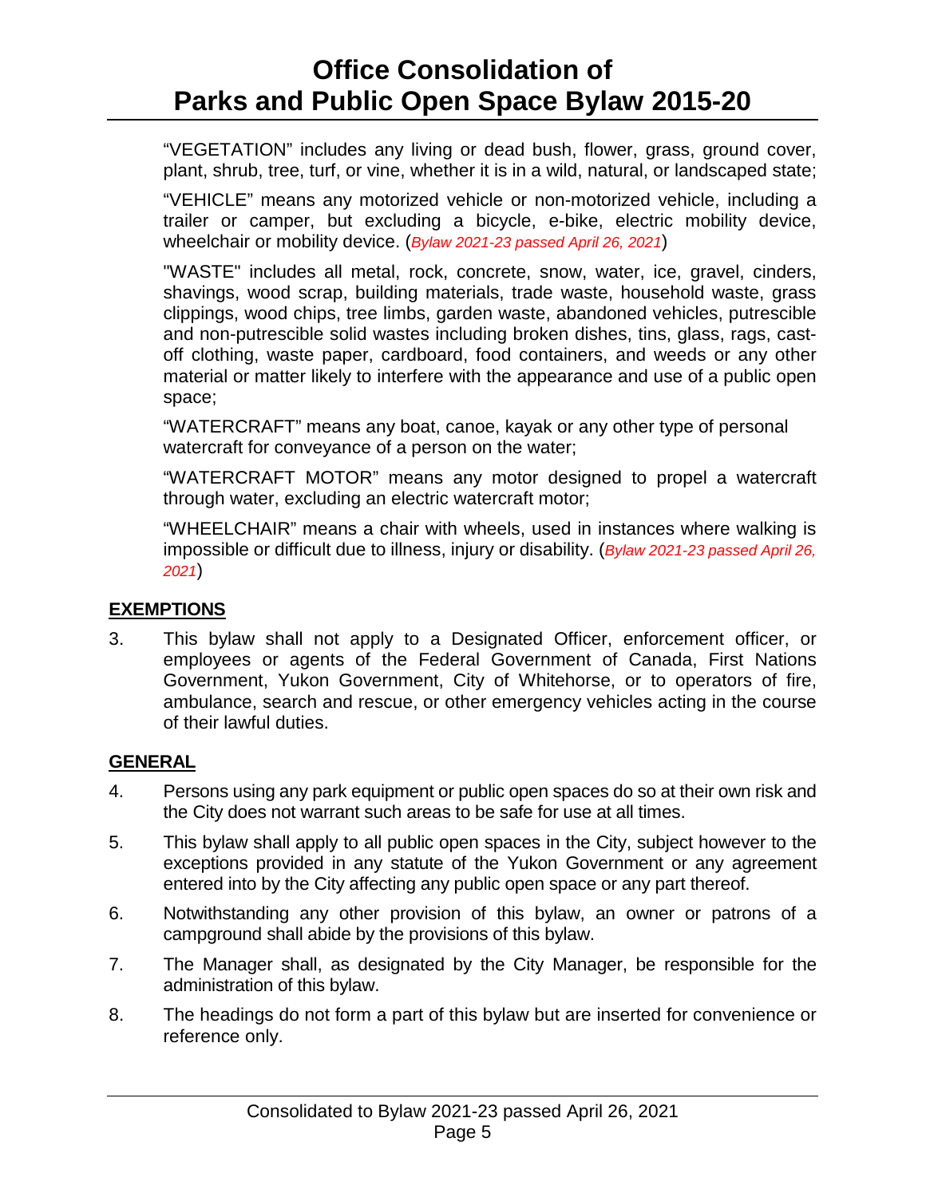"VEGETATION" includes any living or dead bush, flower, grass, ground cover, plant, shrub, tree, turf, or vine, whether it is in a wild, natural, or landscaped state;

"VEHICLE" means any motorized vehicle or non-motorized vehicle, including a trailer or camper, but excluding a bicycle, e-bike, electric mobility device, wheelchair or mobility device. (*Bylaw 2021-23 passed April 26, 2021*)

"WASTE" includes all metal, rock, concrete, snow, water, ice, gravel, cinders, shavings, wood scrap, building materials, trade waste, household waste, grass clippings, wood chips, tree limbs, garden waste, abandoned vehicles, putrescible and non-putrescible solid wastes including broken dishes, tins, glass, rags, cast-off clothing, waste paper, cardboard, food containers, and weeds or any other material or matter likely to interfere with the appearance and use of a public open space;

"WATERCRAFT" means any boat, canoe, kayak or any other type of personal watercraft for conveyance of a person on the water;

"WATERCRAFT MOTOR" means any motor designed to propel a watercraft through water, excluding an electric watercraft motor;

"WHEELCHAIR" means a chair with wheels, used in instances where walking is impossible or difficult due to illness, injury or disability. (*Bylaw 2021-23 passed April 26, 2021*)

## EXEMPTIONS

3. This bylaw shall not apply to a Designated Officer, enforcement officer, or employees or agents of the Federal Government of Canada, First Nations Government, Yukon Government, City of Whitehorse, or to operators of fire, ambulance, search and rescue, or other emergency vehicles acting in the course of their lawful duties.

## GENERAL

4. Persons using any park equipment or public open spaces do so at their own risk and the City does not warrant such areas to be safe for use at all times.

5. This bylaw shall apply to all public open spaces in the City, subject however to the exceptions provided in any statute of the Yukon Government or any agreement entered into by the City affecting any public open space or any part thereof.

6. Notwithstanding any other provision of this bylaw, an owner or patrons of a campground shall abide by the provisions of this bylaw.

7. The Manager shall, as designated by the City Manager, be responsible for the administration of this bylaw.

8. The headings do not form a part of this bylaw but are inserted for convenience or reference only.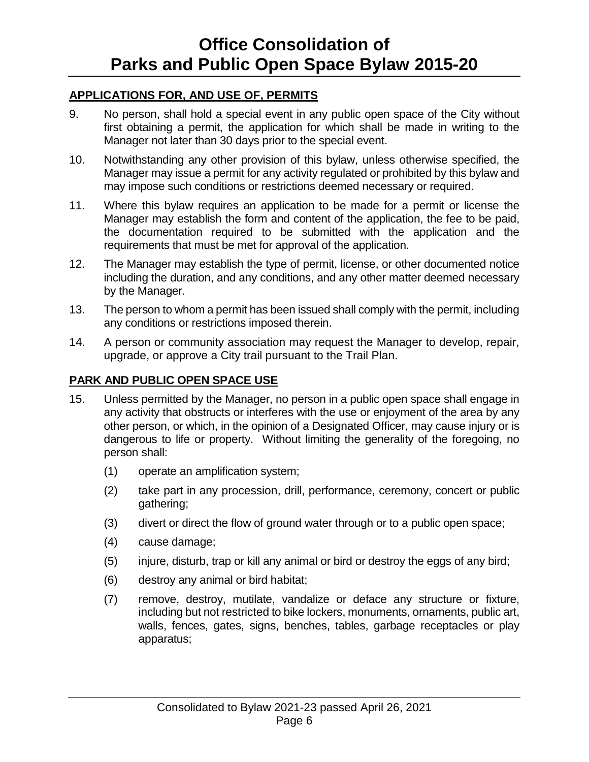## APPLICATIONS FOR, AND USE OF, PERMITS

9. No person, shall hold a special event in any public open space of the City without first obtaining a permit, the application for which shall be made in writing to the Manager not later than 30 days prior to the special event.

10. Notwithstanding any other provision of this bylaw, unless otherwise specified, the Manager may issue a permit for any activity regulated or prohibited by this bylaw and may impose such conditions or restrictions deemed necessary or required.

11. Where this bylaw requires an application to be made for a permit or license the Manager may establish the form and content of the application, the fee to be paid, the documentation required to be submitted with the application and the requirements that must be met for approval of the application.

12. The Manager may establish the type of permit, license, or other documented notice including the duration, and any conditions, and any other matter deemed necessary by the Manager.

13. The person to whom a permit has been issued shall comply with the permit, including any conditions or restrictions imposed therein.

14. A person or community association may request the Manager to develop, repair, upgrade, or approve a City trail pursuant to the Trail Plan.

## PARK AND PUBLIC OPEN SPACE USE

15. Unless permitted by the Manager, no person in a public open space shall engage in any activity that obstructs or interferes with the use or enjoyment of the area by any other person, or which, in the opinion of a Designated Officer, may cause injury or is dangerous to life or property. Without limiting the generality of the foregoing, no person shall:

    (1) operate an amplification system;

    (2) take part in any procession, drill, performance, ceremony, concert or public gathering;

    (3) divert or direct the flow of ground water through or to a public open space;

    (4) cause damage;

    (5) injure, disturb, trap or kill any animal or bird or destroy the eggs of any bird;

    (6) destroy any animal or bird habitat;

    (7) remove, destroy, mutilate, vandalize or deface any structure or fixture, including but not restricted to bike lockers, monuments, ornaments, public art, walls, fences, gates, signs, benches, tables, garbage receptacles or play apparatus;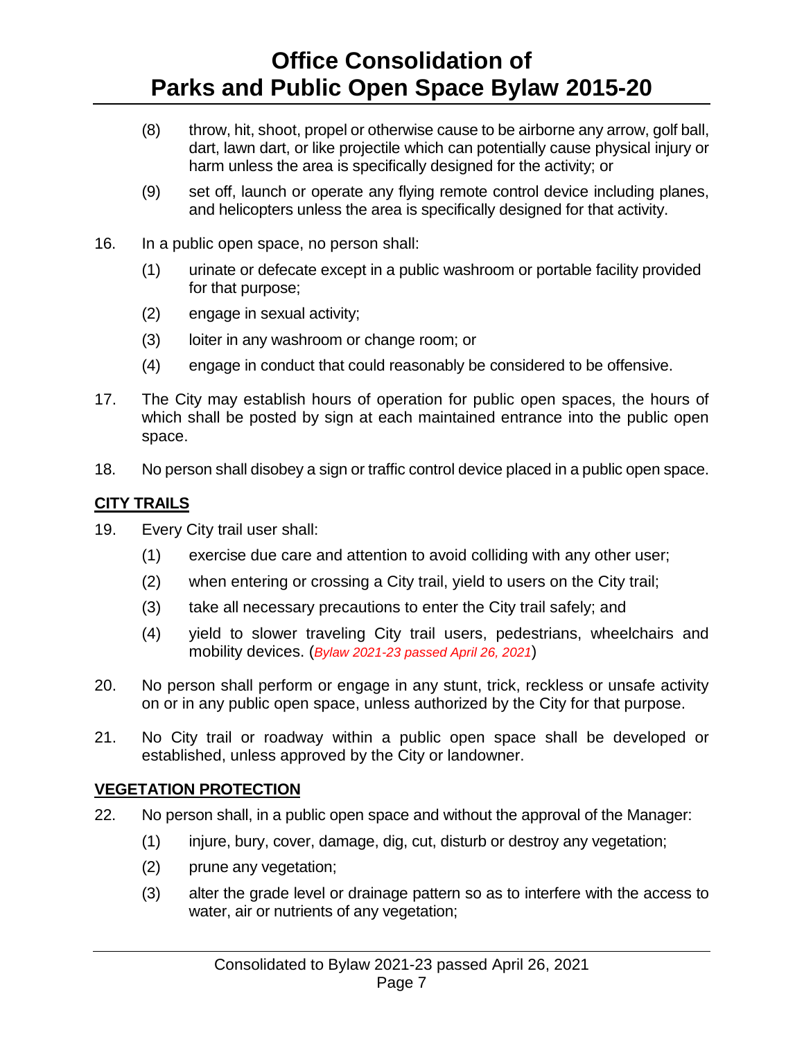(8) throw, hit, shoot, propel or otherwise cause to be airborne any arrow, golf ball, dart, lawn dart, or like projectile which can potentially cause physical injury or harm unless the area is specifically designed for the activity; or

(9) set off, launch or operate any flying remote control device including planes, and helicopters unless the area is specifically designed for that activity.

16. In a public open space, no person shall:

(1) urinate or defecate except in a public washroom or portable facility provided for that purpose;

(2) engage in sexual activity;

(3) loiter in any washroom or change room; or

(4) engage in conduct that could reasonably be considered to be offensive.

17. The City may establish hours of operation for public open spaces, the hours of which shall be posted by sign at each maintained entrance into the public open space.

18. No person shall disobey a sign or traffic control device placed in a public open space.

## CITY TRAILS

19. Every City trail user shall:

(1) exercise due care and attention to avoid colliding with any other user;

(2) when entering or crossing a City trail, yield to users on the City trail;

(3) take all necessary precautions to enter the City trail safely; and

(4) yield to slower traveling City trail users, pedestrians, wheelchairs and mobility devices. (*Bylaw 2021-23 passed April 26, 2021*)

20. No person shall perform or engage in any stunt, trick, reckless or unsafe activity on or in any public open space, unless authorized by the City for that purpose.

21. No City trail or roadway within a public open space shall be developed or established, unless approved by the City or landowner.

## VEGETATION PROTECTION

22. No person shall, in a public open space and without the approval of the Manager:

(1) injure, bury, cover, damage, dig, cut, disturb or destroy any vegetation;

(2) prune any vegetation;

(3) alter the grade level or drainage pattern so as to interfere with the access to water, air or nutrients of any vegetation;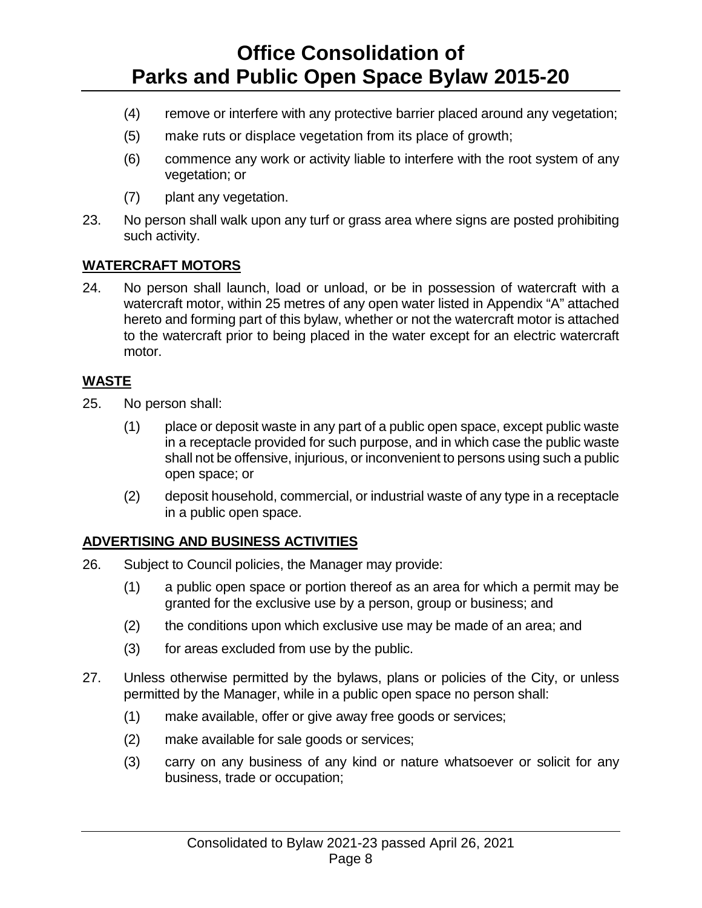(4) remove or interfere with any protective barrier placed around any vegetation;

(5) make ruts or displace vegetation from its place of growth;

(6) commence any work or activity liable to interfere with the root system of any vegetation; or

(7) plant any vegetation.

23. No person shall walk upon any turf or grass area where signs are posted prohibiting such activity.

## WATERCRAFT MOTORS

24. No person shall launch, load or unload, or be in possession of watercraft with a watercraft motor, within 25 metres of any open water listed in Appendix "A" attached hereto and forming part of this bylaw, whether or not the watercraft motor is attached to the watercraft prior to being placed in the water except for an electric watercraft motor.

## WASTE

25. No person shall:

(1) place or deposit waste in any part of a public open space, except public waste in a receptacle provided for such purpose, and in which case the public waste shall not be offensive, injurious, or inconvenient to persons using such a public open space; or

(2) deposit household, commercial, or industrial waste of any type in a receptacle in a public open space.

## ADVERTISING AND BUSINESS ACTIVITIES

26. Subject to Council policies, the Manager may provide:

(1) a public open space or portion thereof as an area for which a permit may be granted for the exclusive use by a person, group or business; and

(2) the conditions upon which exclusive use may be made of an area; and

(3) for areas excluded from use by the public.

27. Unless otherwise permitted by the bylaws, plans or policies of the City, or unless permitted by the Manager, while in a public open space no person shall:

(1) make available, offer or give away free goods or services;

(2) make available for sale goods or services;

(3) carry on any business of any kind or nature whatsoever or solicit for any business, trade or occupation;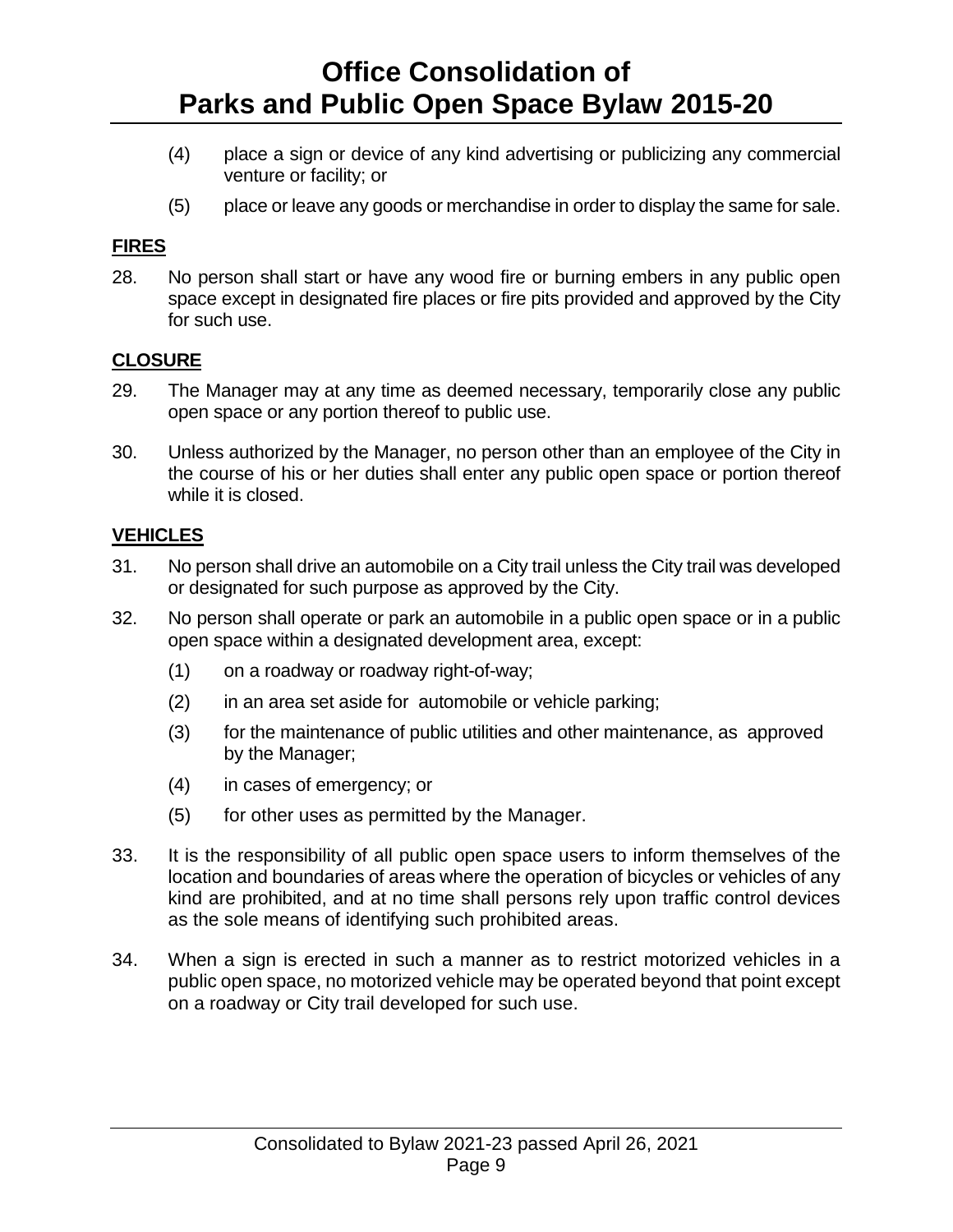(4) place a sign or device of any kind advertising or publicizing any commercial venture or facility; or

(5) place or leave any goods or merchandise in order to display the same for sale.

**FIRES**

28. No person shall start or have any wood fire or burning embers in any public open space except in designated fire places or fire pits provided and approved by the City for such use.

**CLOSURE**

29. The Manager may at any time as deemed necessary, temporarily close any public open space or any portion thereof to public use.

30. Unless authorized by the Manager, no person other than an employee of the City in the course of his or her duties shall enter any public open space or portion thereof while it is closed.

**VEHICLES**

31. No person shall drive an automobile on a City trail unless the City trail was developed or designated for such purpose as approved by the City.

32. No person shall operate or park an automobile in a public open space or in a public open space within a designated development area, except:

    (1) on a roadway or roadway right-of-way;

    (2) in an area set aside for automobile or vehicle parking;

    (3) for the maintenance of public utilities and other maintenance, as approved by the Manager;

    (4) in cases of emergency; or

    (5) for other uses as permitted by the Manager.

33. It is the responsibility of all public open space users to inform themselves of the location and boundaries of areas where the operation of bicycles or vehicles of any kind are prohibited, and at no time shall persons rely upon traffic control devices as the sole means of identifying such prohibited areas.

34. When a sign is erected in such a manner as to restrict motorized vehicles in a public open space, no motorized vehicle may be operated beyond that point except on a roadway or City trail developed for such use.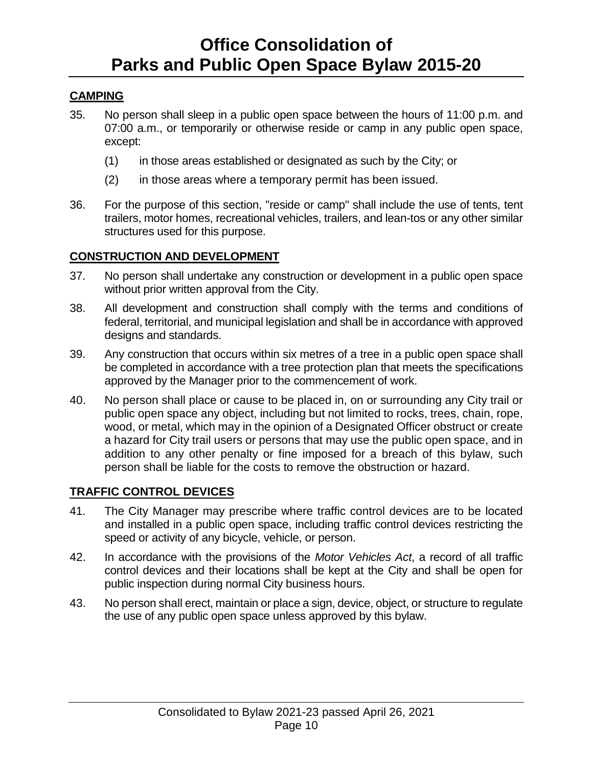## CAMPING

35. No person shall sleep in a public open space between the hours of 11:00 p.m. and 07:00 a.m., or temporarily or otherwise reside or camp in any public open space, except:

    (1) in those areas established or designated as such by the City; or

    (2) in those areas where a temporary permit has been issued.

36. For the purpose of this section, "reside or camp" shall include the use of tents, tent trailers, motor homes, recreational vehicles, trailers, and lean-tos or any other similar structures used for this purpose.

## CONSTRUCTION AND DEVELOPMENT

37. No person shall undertake any construction or development in a public open space without prior written approval from the City.

38. All development and construction shall comply with the terms and conditions of federal, territorial, and municipal legislation and shall be in accordance with approved designs and standards.

39. Any construction that occurs within six metres of a tree in a public open space shall be completed in accordance with a tree protection plan that meets the specifications approved by the Manager prior to the commencement of work.

40. No person shall place or cause to be placed in, on or surrounding any City trail or public open space any object, including but not limited to rocks, trees, chain, rope, wood, or metal, which may in the opinion of a Designated Officer obstruct or create a hazard for City trail users or persons that may use the public open space, and in addition to any other penalty or fine imposed for a breach of this bylaw, such person shall be liable for the costs to remove the obstruction or hazard.

## TRAFFIC CONTROL DEVICES

41. The City Manager may prescribe where traffic control devices are to be located and installed in a public open space, including traffic control devices restricting the speed or activity of any bicycle, vehicle, or person.

42. In accordance with the provisions of the *Motor Vehicles Act*, a record of all traffic control devices and their locations shall be kept at the City and shall be open for public inspection during normal City business hours.

43. No person shall erect, maintain or place a sign, device, object, or structure to regulate the use of any public open space unless approved by this bylaw.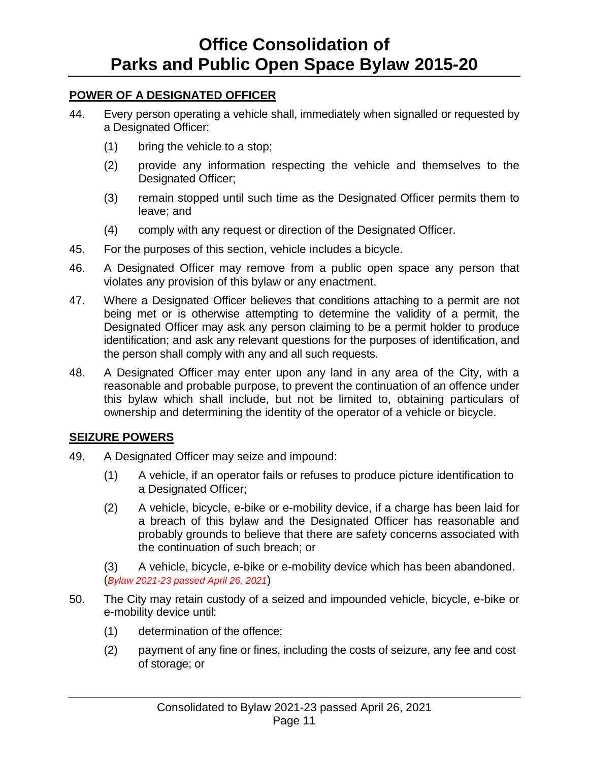## POWER OF A DESIGNATED OFFICER

44. Every person operating a vehicle shall, immediately when signalled or requested by a Designated Officer:

    (1) bring the vehicle to a stop;

    (2) provide any information respecting the vehicle and themselves to the Designated Officer;

    (3) remain stopped until such time as the Designated Officer permits them to leave; and

    (4) comply with any request or direction of the Designated Officer.

45. For the purposes of this section, vehicle includes a bicycle.

46. A Designated Officer may remove from a public open space any person that violates any provision of this bylaw or any enactment.

47. Where a Designated Officer believes that conditions attaching to a permit are not being met or is otherwise attempting to determine the validity of a permit, the Designated Officer may ask any person claiming to be a permit holder to produce identification; and ask any relevant questions for the purposes of identification, and the person shall comply with any and all such requests.

48. A Designated Officer may enter upon any land in any area of the City, with a reasonable and probable purpose, to prevent the continuation of an offence under this bylaw which shall include, but not be limited to, obtaining particulars of ownership and determining the identity of the operator of a vehicle or bicycle.

## SEIZURE POWERS

49. A Designated Officer may seize and impound:

    (1) A vehicle, if an operator fails or refuses to produce picture identification to a Designated Officer;

    (2) A vehicle, bicycle, e-bike or e-mobility device, if a charge has been laid for a breach of this bylaw and the Designated Officer has reasonable and probably grounds to believe that there are safety concerns associated with the continuation of such breach; or

    (3) A vehicle, bicycle, e-bike or e-mobility device which has been abandoned. (*Bylaw 2021-23 passed April 26, 2021*)

50. The City may retain custody of a seized and impounded vehicle, bicycle, e-bike or e-mobility device until:

    (1) determination of the offence;

    (2) payment of any fine or fines, including the costs of seizure, any fee and cost of storage; or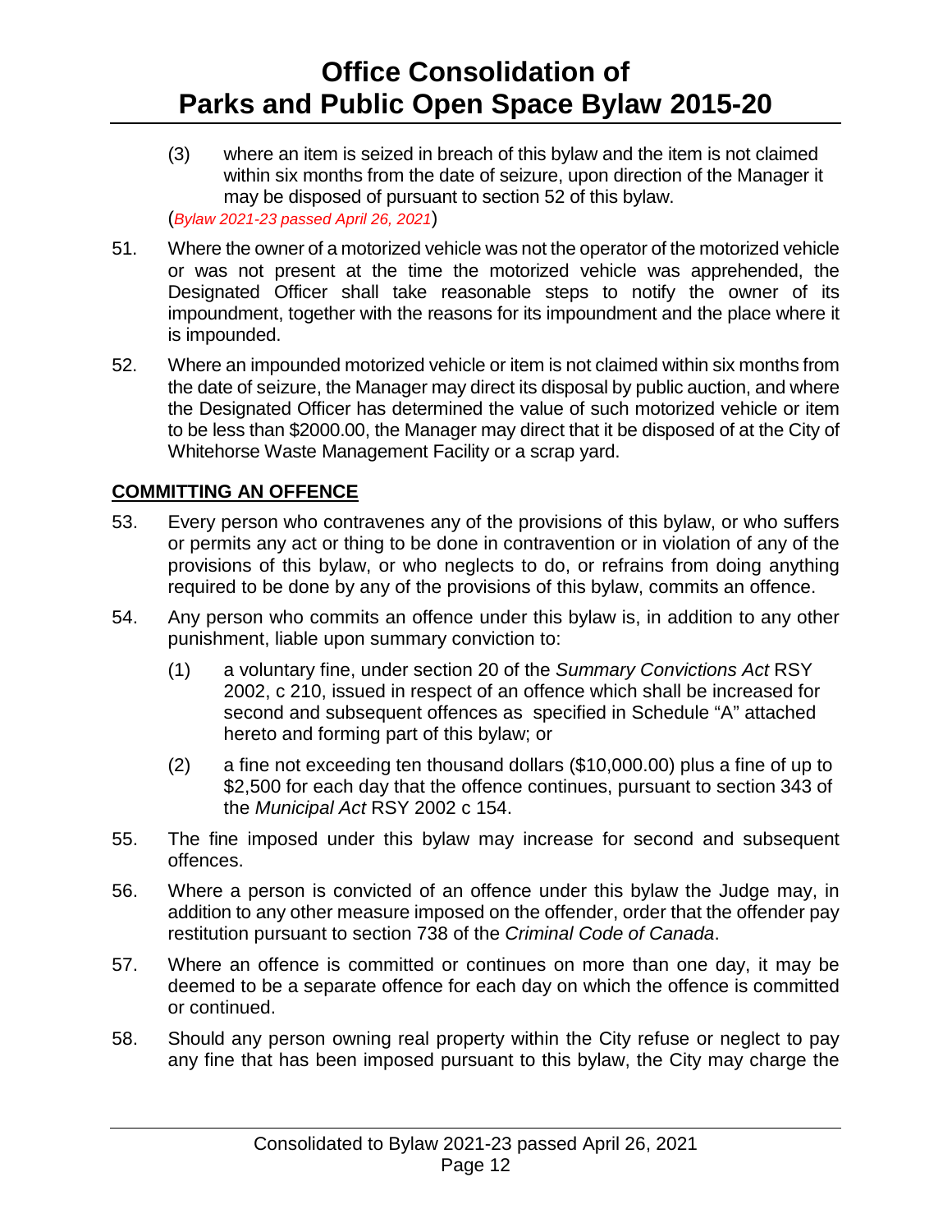(3) where an item is seized in breach of this bylaw and the item is not claimed within six months from the date of seizure, upon direction of the Manager it may be disposed of pursuant to section 52 of this bylaw.

(*Bylaw 2021-23 passed April 26, 2021*)

51. Where the owner of a motorized vehicle was not the operator of the motorized vehicle or was not present at the time the motorized vehicle was apprehended, the Designated Officer shall take reasonable steps to notify the owner of its impoundment, together with the reasons for its impoundment and the place where it is impounded.

52. Where an impounded motorized vehicle or item is not claimed within six months from the date of seizure, the Manager may direct its disposal by public auction, and where the Designated Officer has determined the value of such motorized vehicle or item to be less than $2000.00, the Manager may direct that it be disposed of at the City of Whitehorse Waste Management Facility or a scrap yard.

## COMMITTING AN OFFENCE

53. Every person who contravenes any of the provisions of this bylaw, or who suffers or permits any act or thing to be done in contravention or in violation of any of the provisions of this bylaw, or who neglects to do, or refrains from doing anything required to be done by any of the provisions of this bylaw, commits an offence.

54. Any person who commits an offence under this bylaw is, in addition to any other punishment, liable upon summary conviction to:

    (1) a voluntary fine, under section 20 of the *Summary Convictions Act* RSY 2002, c 210, issued in respect of an offence which shall be increased for second and subsequent offences as specified in Schedule "A" attached hereto and forming part of this bylaw; or

    (2) a fine not exceeding ten thousand dollars ($10,000.00) plus a fine of up to $2,500 for each day that the offence continues, pursuant to section 343 of the *Municipal Act* RSY 2002 c 154.

55. The fine imposed under this bylaw may increase for second and subsequent offences.

56. Where a person is convicted of an offence under this bylaw the Judge may, in addition to any other measure imposed on the offender, order that the offender pay restitution pursuant to section 738 of the *Criminal Code of Canada*.

57. Where an offence is committed or continues on more than one day, it may be deemed to be a separate offence for each day on which the offence is committed or continued.

58. Should any person owning real property within the City refuse or neglect to pay any fine that has been imposed pursuant to this bylaw, the City may charge the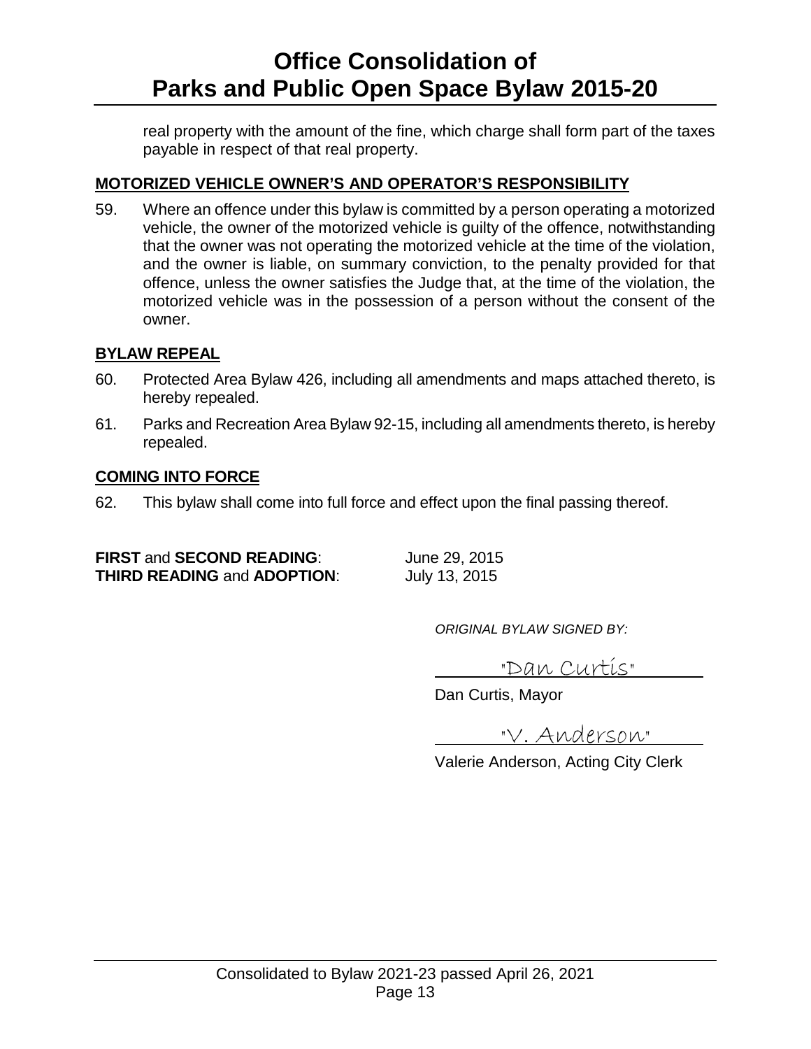real property with the amount of the fine, which charge shall form part of the taxes payable in respect of that real property.

## MOTORIZED VEHICLE OWNER'S AND OPERATOR'S RESPONSIBILITY

59. Where an offence under this bylaw is committed by a person operating a motorized vehicle, the owner of the motorized vehicle is guilty of the offence, notwithstanding that the owner was not operating the motorized vehicle at the time of the violation, and the owner is liable, on summary conviction, to the penalty provided for that offence, unless the owner satisfies the Judge that, at the time of the violation, the motorized vehicle was in the possession of a person without the consent of the owner.

## BYLAW REPEAL

60. Protected Area Bylaw 426, including all amendments and maps attached thereto, is hereby repealed.

61. Parks and Recreation Area Bylaw 92-15, including all amendments thereto, is hereby repealed.

## COMING INTO FORCE

62. This bylaw shall come into full force and effect upon the final passing thereof.

**FIRST** and **SECOND READING**: June 29, 2015
**THIRD READING** and **ADOPTION**: July 13, 2015

*ORIGINAL BYLAW SIGNED BY:*

"Dan Curtis"

Dan Curtis, Mayor

"V. Anderson"

Valerie Anderson, Acting City Clerk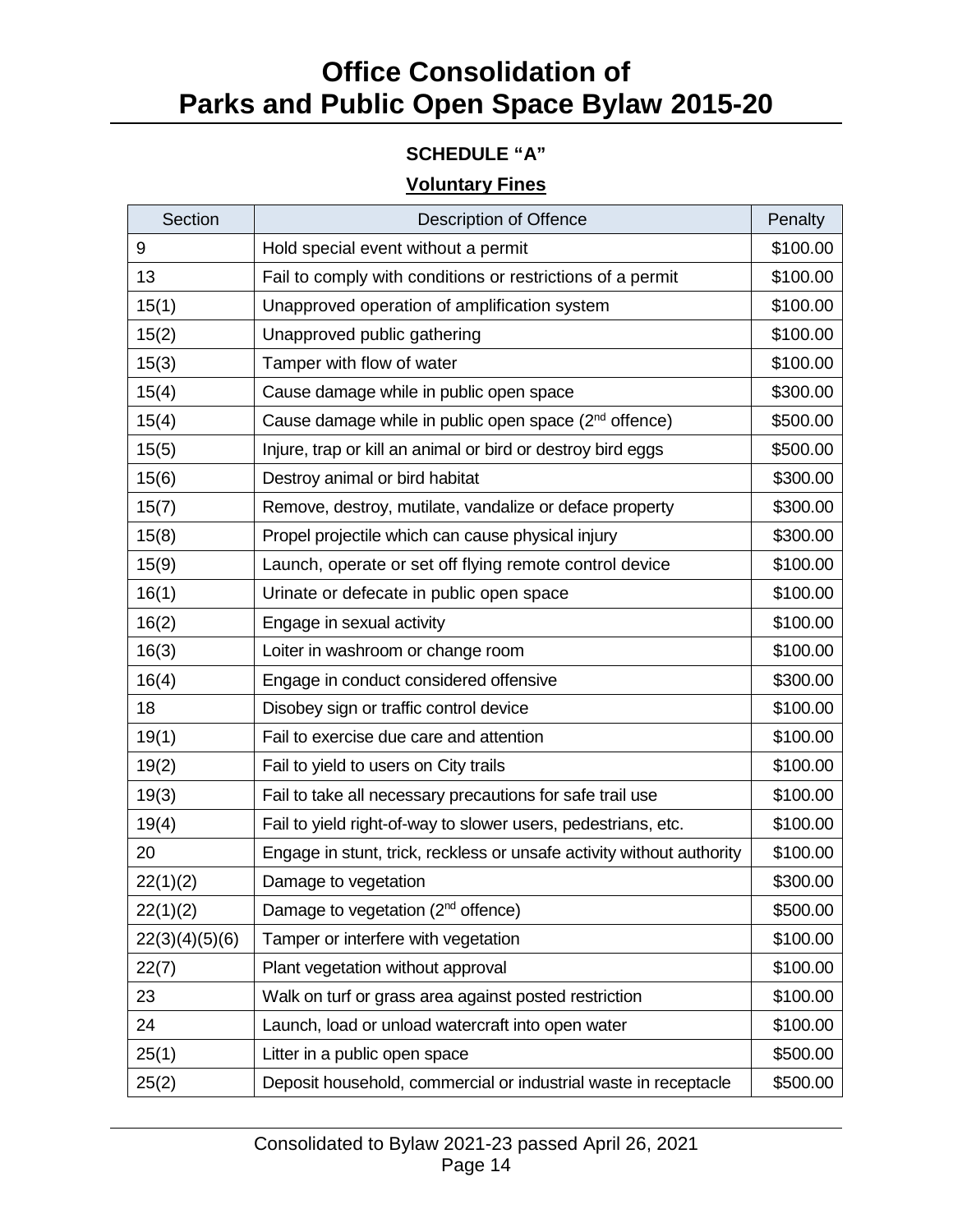**SCHEDULE "A"**

**Voluntary Fines**

| Section | Description of Offence | Penalty |
|---|---|---|
| 9 | Hold special event without a permit | $100.00 |
| 13 | Fail to comply with conditions or restrictions of a permit | $100.00 |
| 15(1) | Unapproved operation of amplification system | $100.00 |
| 15(2) | Unapproved public gathering | $100.00 |
| 15(3) | Tamper with flow of water | $100.00 |
| 15(4) | Cause damage while in public open space | $300.00 |
| 15(4) | Cause damage while in public open space (2nd offence) | $500.00 |
| 15(5) | Injure, trap or kill an animal or bird or destroy bird eggs | $500.00 |
| 15(6) | Destroy animal or bird habitat | $300.00 |
| 15(7) | Remove, destroy, mutilate, vandalize or deface property | $300.00 |
| 15(8) | Propel projectile which can cause physical injury | $300.00 |
| 15(9) | Launch, operate or set off flying remote control device | $100.00 |
| 16(1) | Urinate or defecate in public open space | $100.00 |
| 16(2) | Engage in sexual activity | $100.00 |
| 16(3) | Loiter in washroom or change room | $100.00 |
| 16(4) | Engage in conduct considered offensive | $300.00 |
| 18 | Disobey sign or traffic control device | $100.00 |
| 19(1) | Fail to exercise due care and attention | $100.00 |
| 19(2) | Fail to yield to users on City trails | $100.00 |
| 19(3) | Fail to take all necessary precautions for safe trail use | $100.00 |
| 19(4) | Fail to yield right-of-way to slower users, pedestrians, etc. | $100.00 |
| 20 | Engage in stunt, trick, reckless or unsafe activity without authority | $100.00 |
| 22(1)(2) | Damage to vegetation | $300.00 |
| 22(1)(2) | Damage to vegetation (2nd offence) | $500.00 |
| 22(3)(4)(5)(6) | Tamper or interfere with vegetation | $100.00 |
| 22(7) | Plant vegetation without approval | $100.00 |
| 23 | Walk on turf or grass area against posted restriction | $100.00 |
| 24 | Launch, load or unload watercraft into open water | $100.00 |
| 25(1) | Litter in a public open space | $500.00 |
| 25(2) | Deposit household, commercial or industrial waste in receptacle | $500.00 |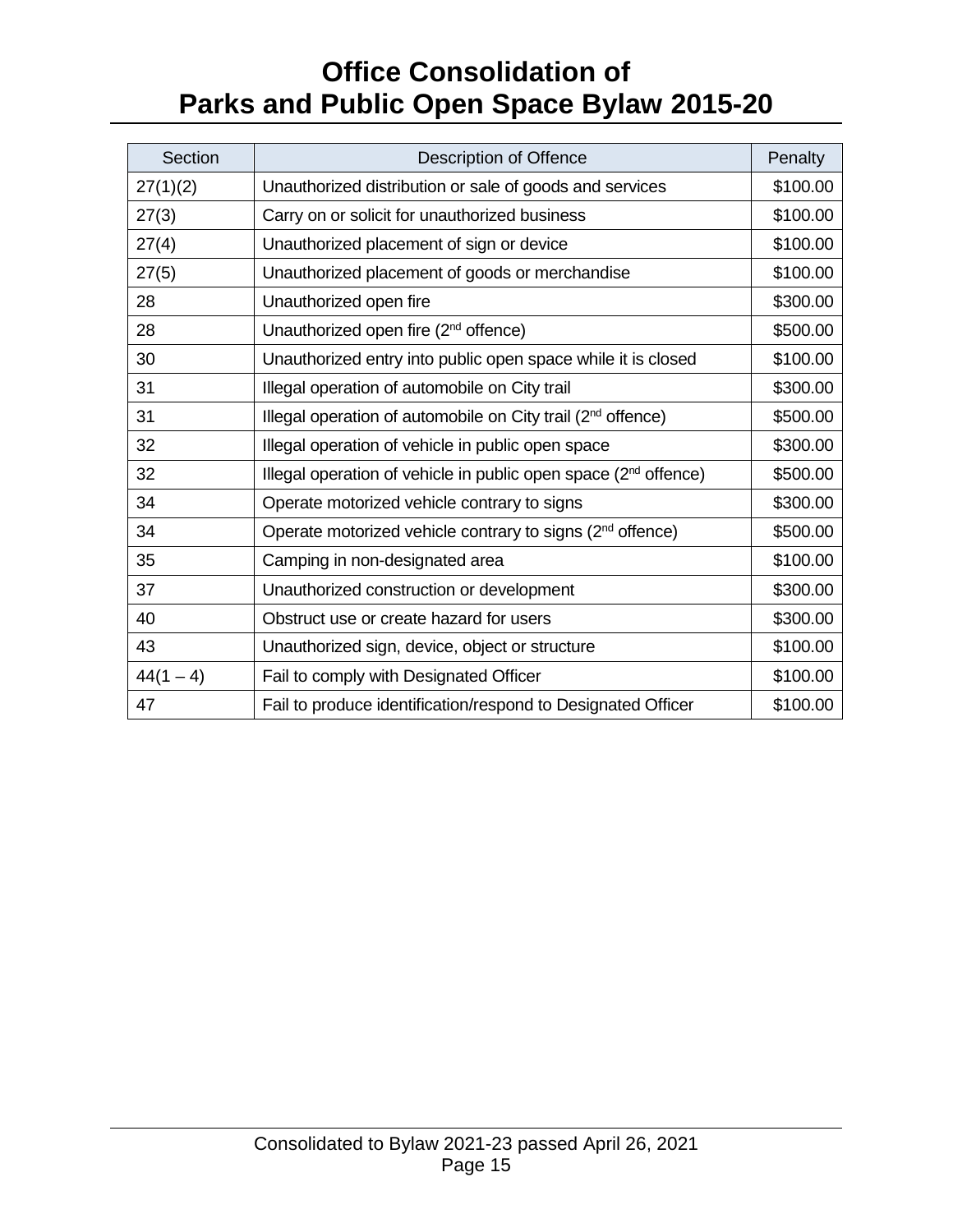| Section | Description of Offence | Penalty |
|---|---|---|
| 27(1)(2) | Unauthorized distribution or sale of goods and services | \$100.00 |
| 27(3) | Carry on or solicit for unauthorized business | \$100.00 |
| 27(4) | Unauthorized placement of sign or device | \$100.00 |
| 27(5) | Unauthorized placement of goods or merchandise | \$100.00 |
| 28 | Unauthorized open fire | \$300.00 |
| 28 | Unauthorized open fire (2nd offence) | \$500.00 |
| 30 | Unauthorized entry into public open space while it is closed | \$100.00 |
| 31 | Illegal operation of automobile on City trail | \$300.00 |
| 31 | Illegal operation of automobile on City trail (2nd offence) | \$500.00 |
| 32 | Illegal operation of vehicle in public open space | \$300.00 |
| 32 | Illegal operation of vehicle in public open space (2nd offence) | \$500.00 |
| 34 | Operate motorized vehicle contrary to signs | \$300.00 |
| 34 | Operate motorized vehicle contrary to signs (2nd offence) | \$500.00 |
| 35 | Camping in non-designated area | \$100.00 |
| 37 | Unauthorized construction or development | \$300.00 |
| 40 | Obstruct use or create hazard for users | \$300.00 |
| 43 | Unauthorized sign, device, object or structure | \$100.00 |
| 44(1 – 4) | Fail to comply with Designated Officer | \$100.00 |
| 47 | Fail to produce identification/respond to Designated Officer | \$100.00 |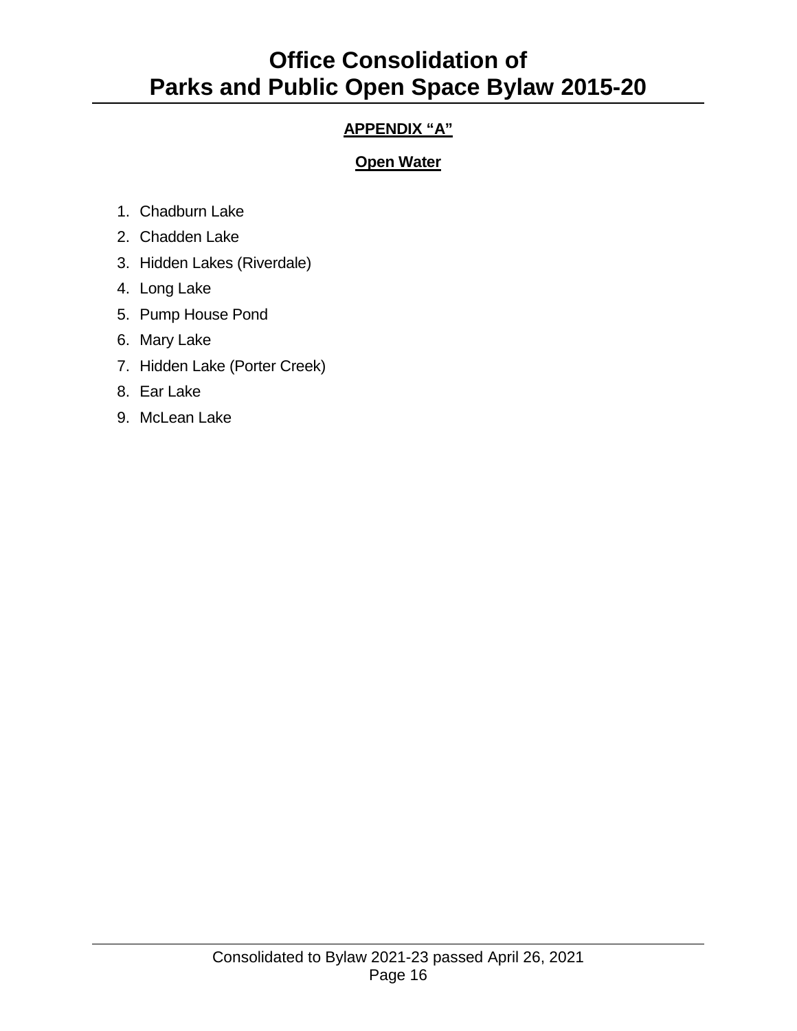## APPENDIX "A"

### Open Water

1. Chadburn Lake
2. Chadden Lake
3. Hidden Lakes (Riverdale)
4. Long Lake
5. Pump House Pond
6. Mary Lake
7. Hidden Lake (Porter Creek)
8. Ear Lake
9. McLean Lake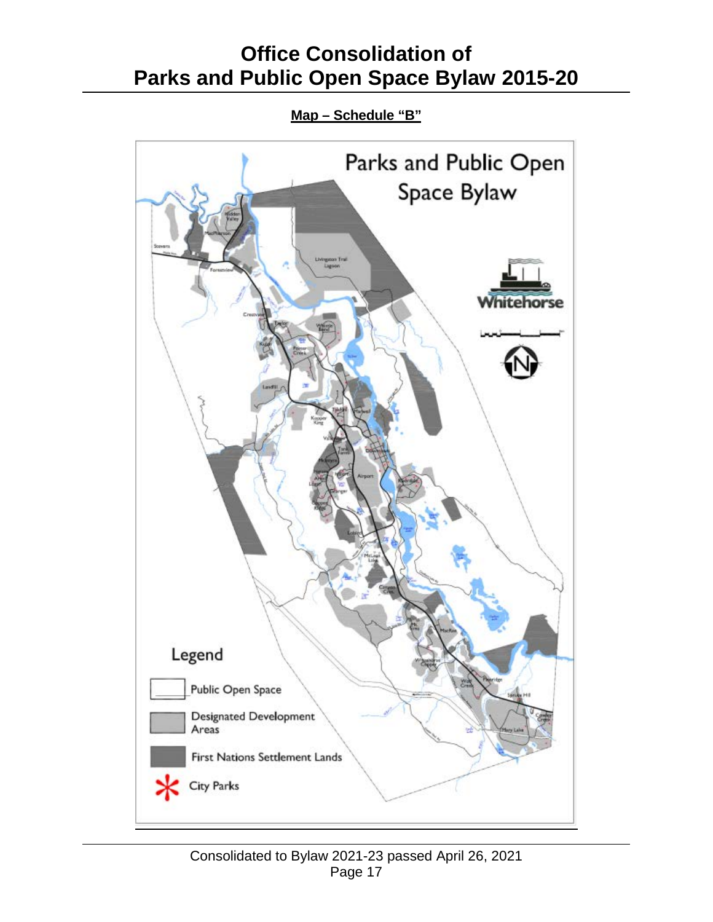**Map – Schedule "B"**

Parks and Public Open Space Bylaw

Whitehorse

Legend

Public Open Space

Designated Development Areas

First Nations Settlement Lands

City Parks